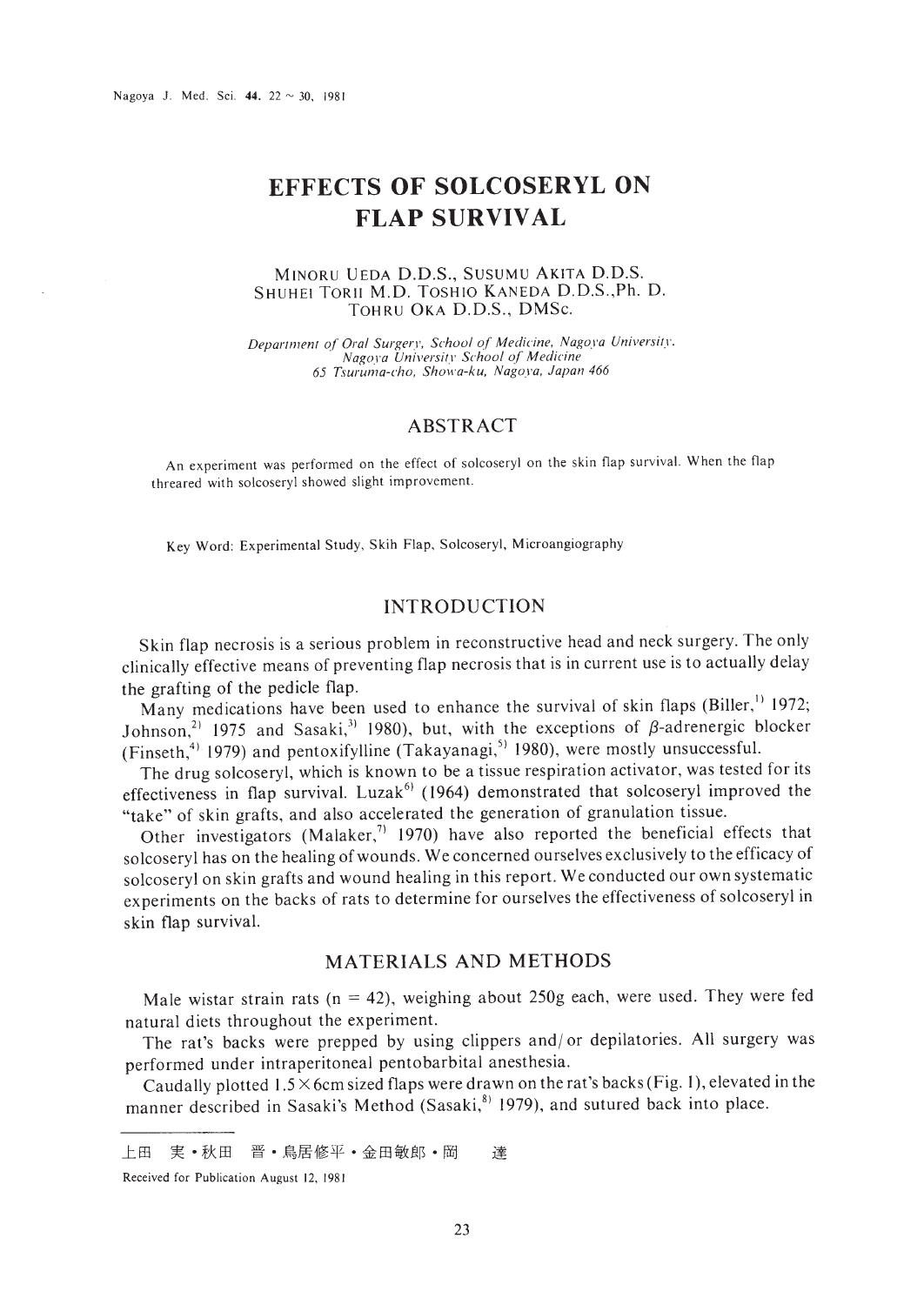# EFFECTS OF SOLCOSERYL ON FLAP SURVIVAL

MINORU UEDA D.D.S., SUSUMU AKITA D.D.S.
SHUHEI TORII M.D. TOSHIO KANEDA D.D.S.,Ph. D.
TOHRU OKA D.D.S., DMSc.

*Department of Oral Surgery, School of Medicine, Nagoya University.*
*Nagoya University School of Medicine*
*65 Tsuruma-cho, Showa-ku, Nagoya, Japan 466*

## ABSTRACT

An experiment was performed on the effect of solcoseryl on the skin flap survival. When the flap threared with solcoseryl showed slight improvement.

Key Word: Experimental Study, Skih Flap, Solcoseryl, Microangiography

## INTRODUCTION

Skin flap necrosis is a serious problem in reconstructive head and neck surgery. The only clinically effective means of preventing flap necrosis that is in current use is to actually delay the grafting of the pedicle flap.

Many medications have been used to enhance the survival of skin flaps (Biller,[1] 1972; Johnson,[2] 1975 and Sasaki,[3] 1980), but, with the exceptions of $\beta$-adrenergic blocker (Finseth,[4] 1979) and pentoxifylline (Takayanagi,[5] 1980), were mostly unsuccessful.

The drug solcoseryl, which is known to be a tissue respiration activator, was tested for its effectiveness in flap survival. Luzak[6] (1964) demonstrated that solcoseryl improved the "take" of skin grafts, and also accelerated the generation of granulation tissue.

Other investigators (Malaker,[7] 1970) have also reported the beneficial effects that solcoseryl has on the healing of wounds. We concerned ourselves exclusively to the efficacy of solcoseryl on skin grafts and wound healing in this report. We conducted our own systematic experiments on the backs of rats to determine for ourselves the effectiveness of solcoseryl in skin flap survival.

## MATERIALS AND METHODS

Male wistar strain rats ($n = 42$), weighing about 250g each, were used. They were fed natural diets throughout the experiment.

The rat's backs were prepped by using clippers and/or depilatories. All surgery was performed under intraperitoneal pentobarbital anesthesia.

Caudally plotted $1.5 \times 6$cm sized flaps were drawn on the rat's backs (Fig. 1), elevated in the manner described in Sasaki's Method (Sasaki,[8] 1979), and sutured back into place.

上田　実・秋田　晋・鳥居修平・金田敏郎・岡　　達

Received for Publication August 12, 1981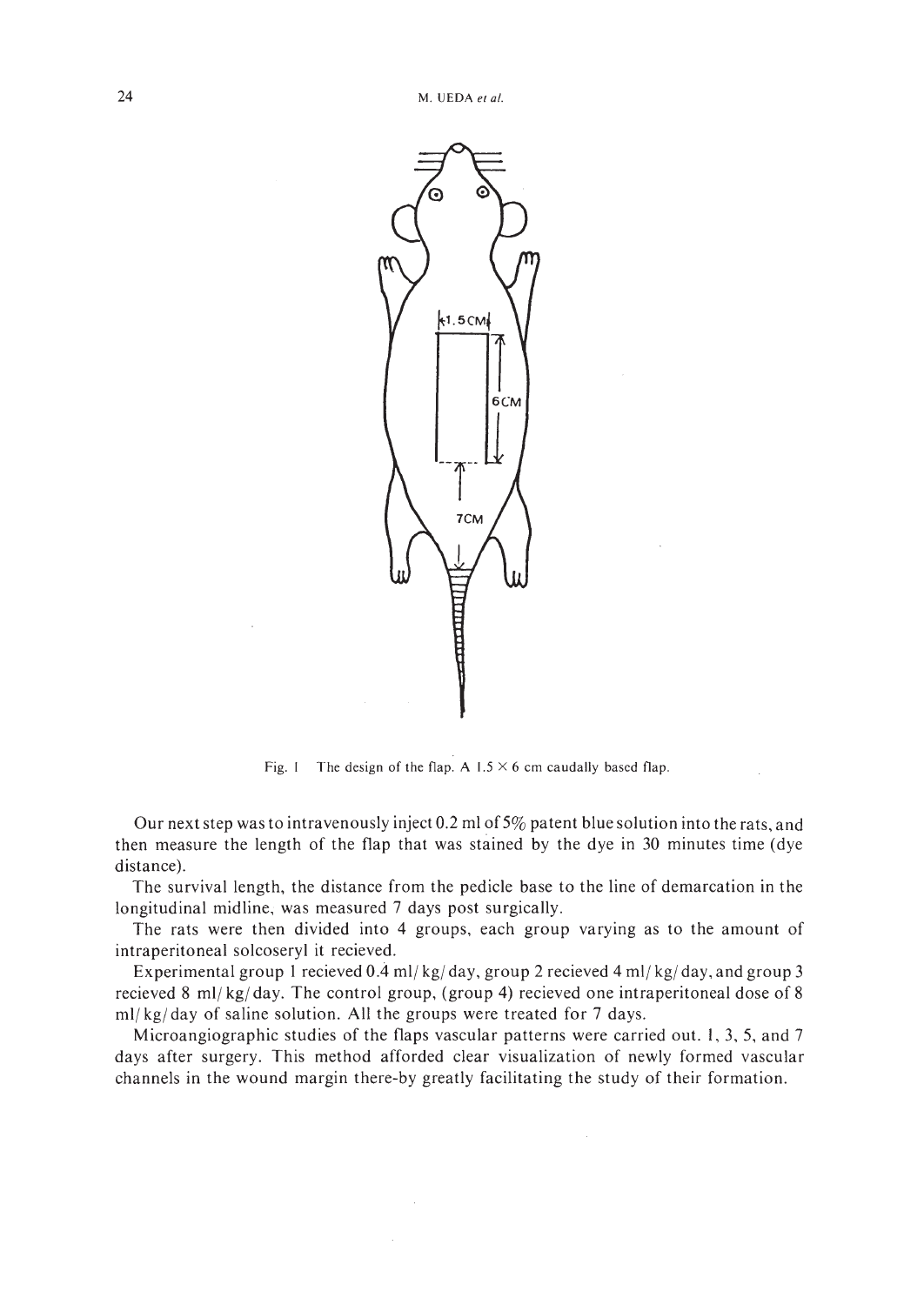Fig. 1 The design of the flap. A $1.5 \times 6$ cm caudally based flap.

Our next step was to intravenously inject 0.2 ml of 5% patent blue solution into the rats, and then measure the length of the flap that was stained by the dye in 30 minutes time (dye distance).

The survival length, the distance from the pedicle base to the line of demarcation in the longitudinal midline, was measured 7 days post surgically.

The rats were then divided into 4 groups, each group varying as to the amount of intraperitoneal solcoseryl it recieved.

Experimental group 1 recieved 0.4 ml/ kg/ day, group 2 recieved 4 ml/ kg/ day, and group 3 recieved 8 ml/ kg/ day. The control group, (group 4) recieved one intraperitoneal dose of 8 ml/ kg/ day of saline solution. All the groups were treated for 7 days.

Microangiographic studies of the flaps vascular patterns were carried out. 1, 3, 5, and 7 days after surgery. This method afforded clear visualization of newly formed vascular channels in the wound margin there-by greatly facilitating the study of their formation.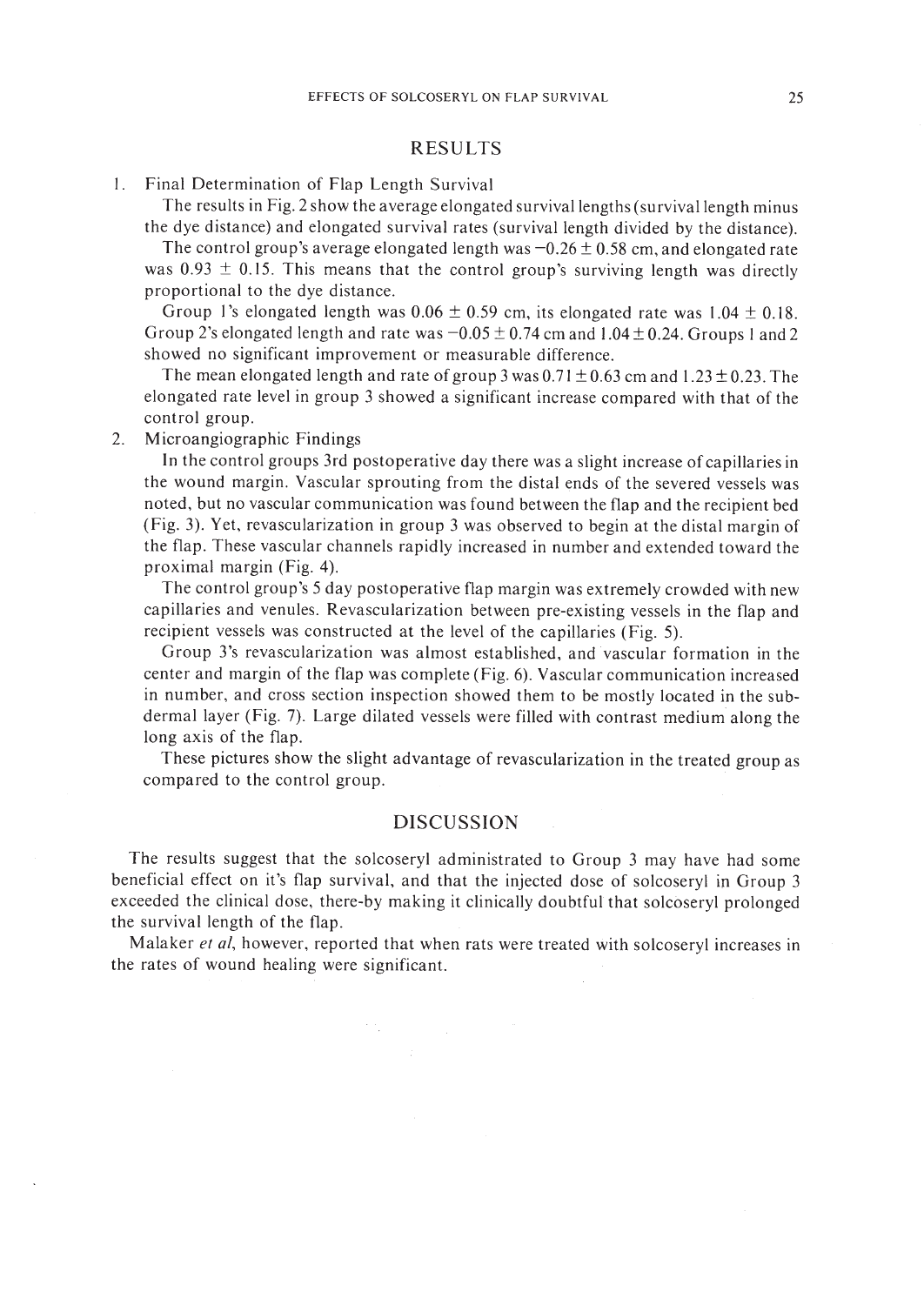## RESULTS

1. Final Determination of Flap Length Survival

   The results in Fig. 2 show the average elongated survival lengths (survival length minus the dye distance) and elongated survival rates (survival length divided by the distance).

   The control group's average elongated length was $-0.26 \pm 0.58$ cm, and elongated rate was $0.93 \pm 0.15$. This means that the control group's surviving length was directly proportional to the dye distance.

   Group 1's elongated length was $0.06 \pm 0.59$ cm, its elongated rate was $1.04 \pm 0.18$. Group 2's elongated length and rate was $-0.05 \pm 0.74$ cm and $1.04 \pm 0.24$. Groups 1 and 2 showed no significant improvement or measurable difference.

   The mean elongated length and rate of group 3 was $0.71 \pm 0.63$ cm and $1.23 \pm 0.23$. The elongated rate level in group 3 showed a significant increase compared with that of the control group.

2. Microangiographic Findings

   In the control groups 3rd postoperative day there was a slight increase of capillaries in the wound margin. Vascular sprouting from the distal ends of the severed vessels was noted, but no vascular communication was found between the flap and the recipient bed (Fig. 3). Yet, revascularization in group 3 was observed to begin at the distal margin of the flap. These vascular channels rapidly increased in number and extended toward the proximal margin (Fig. 4).

   The control group's 5 day postoperative flap margin was extremely crowded with new capillaries and venules. Revascularization between pre-existing vessels in the flap and recipient vessels was constructed at the level of the capillaries (Fig. 5).

   Group 3's revascularization was almost established, and vascular formation in the center and margin of the flap was complete (Fig. 6). Vascular communication increased in number, and cross section inspection showed them to be mostly located in the subdermal layer (Fig. 7). Large dilated vessels were filled with contrast medium along the long axis of the flap.

   These pictures show the slight advantage of revascularization in the treated group as compared to the control group.

## DISCUSSION

The results suggest that the solcoseryl administrated to Group 3 may have had some beneficial effect on it's flap survival, and that the injected dose of solcoseryl in Group 3 exceeded the clinical dose, there-by making it clinically doubtful that solcoseryl prolonged the survival length of the flap.

Malaker *et al*, however, reported that when rats were treated with solcoseryl increases in the rates of wound healing were significant.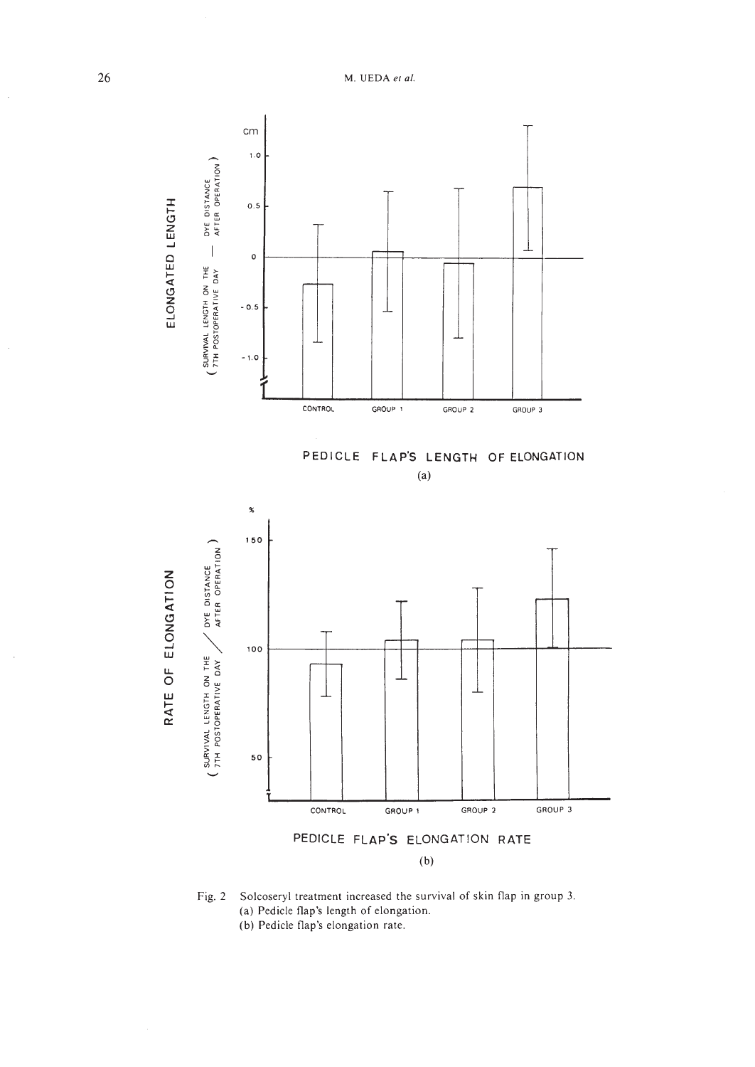Fig. 2 Solcoseryl treatment increased the survival of skin flap in group 3.
(a) Pedicle flap's length of elongation.
(b) Pedicle flap's elongation rate.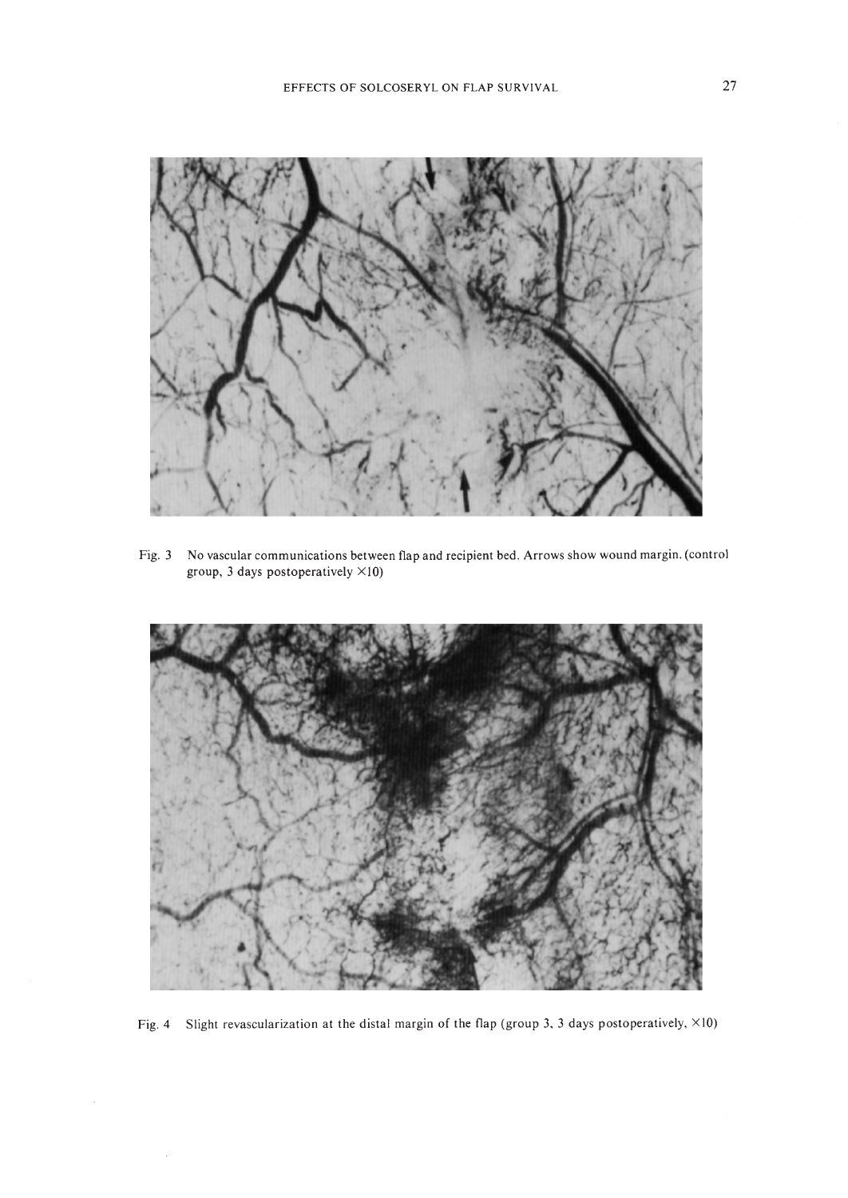Fig. 3 No vascular communications between flap and recipient bed. Arrows show wound margin. (control group, 3 days postoperatively ×10)

Fig. 4 Slight revascularization at the distal margin of the flap (group 3, 3 days postoperatively, ×10)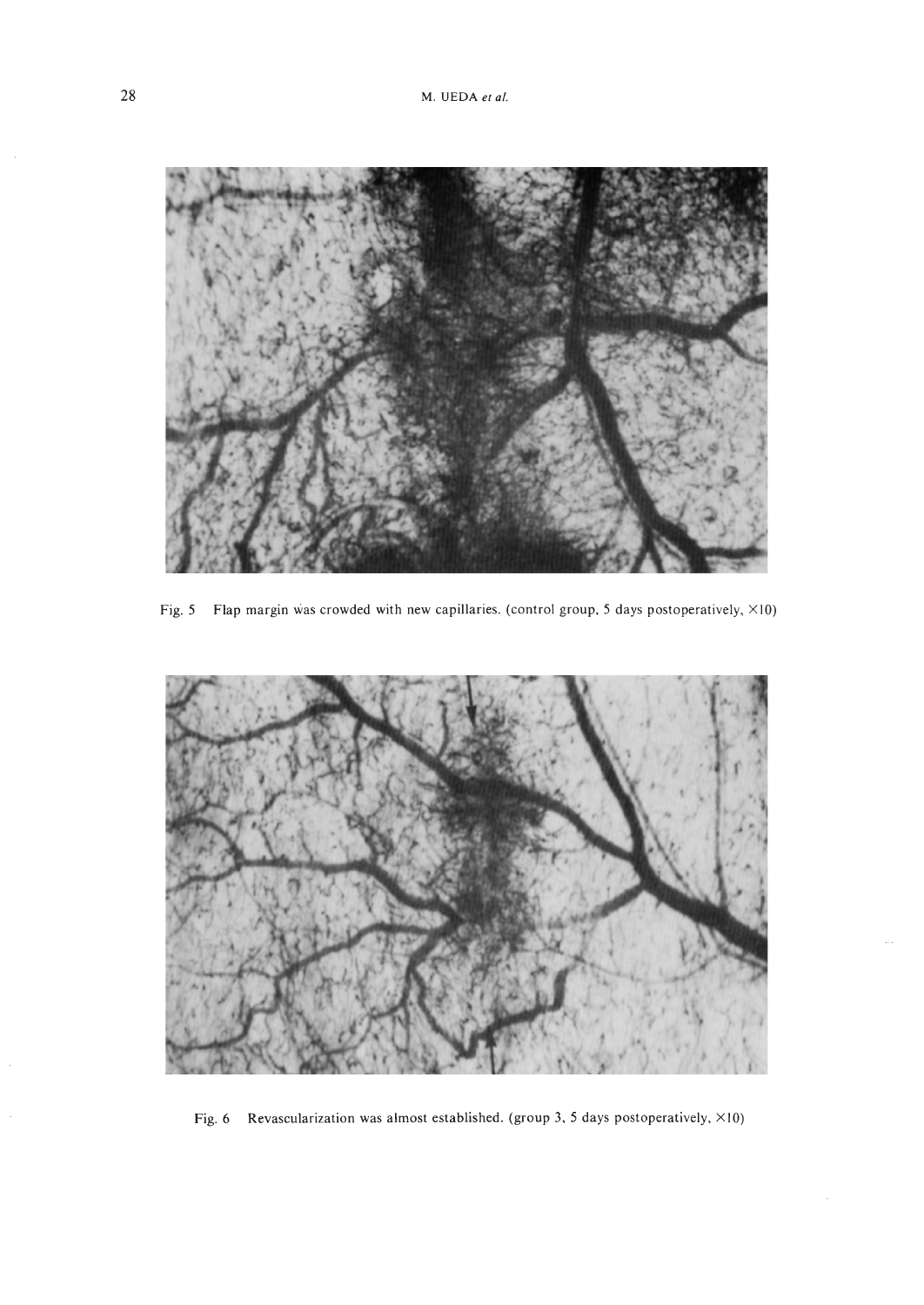Fig. 5 Flap margin was crowded with new capillaries. (control group, 5 days postoperatively, ×10)

Fig. 6 Revascularization was almost established. (group 3, 5 days postoperatively, ×10)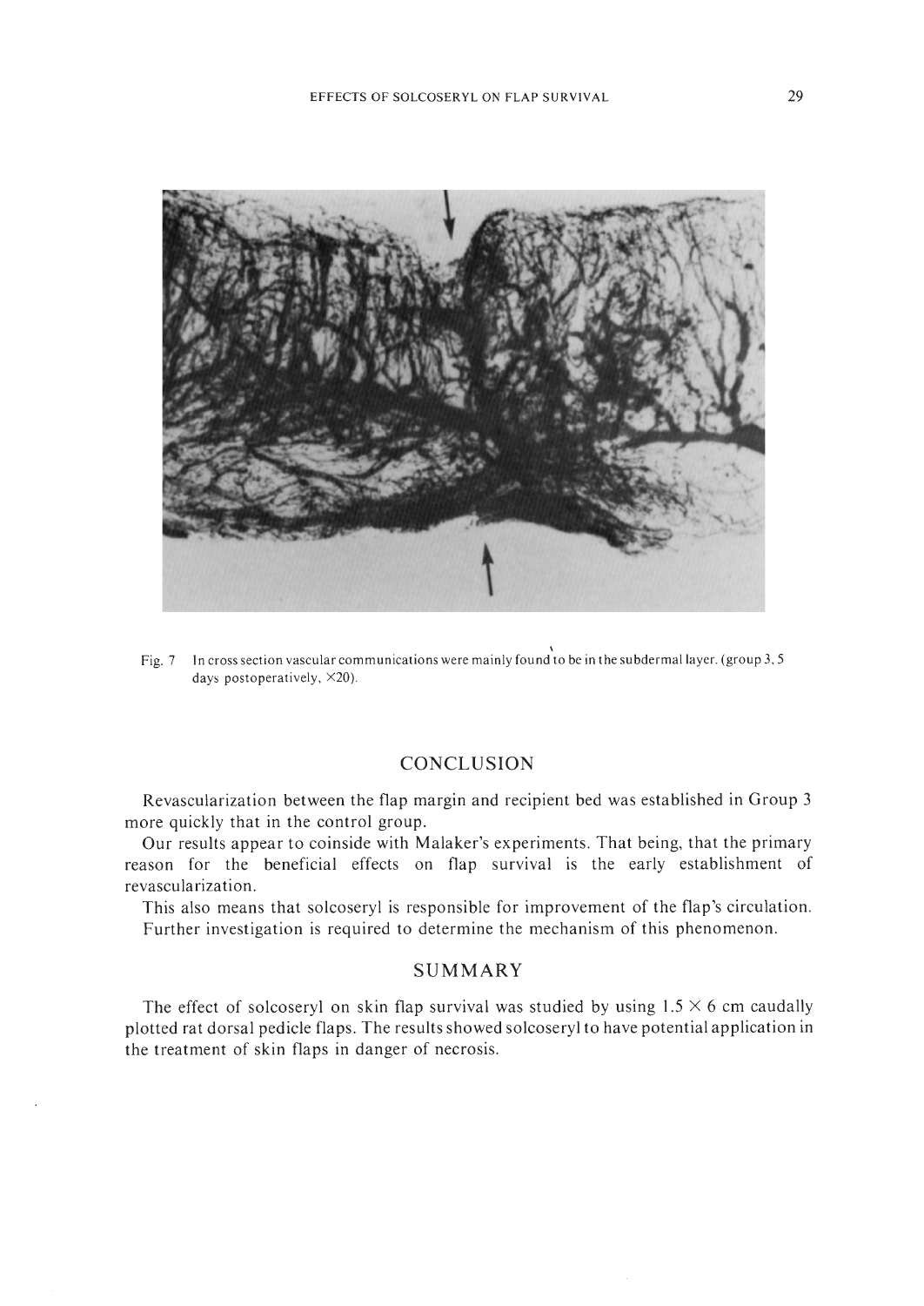Fig. 7 In cross section vascular communications were mainly found to be in the subdermal layer. (group 3, 5 days postoperatively, ×20).

## CONCLUSION

Revascularization between the flap margin and recipient bed was established in Group 3 more quickly that in the control group.

Our results appear to coinside with Malaker's experiments. That being, that the primary reason for the beneficial effects on flap survival is the early establishment of revascularization.

This also means that solcoseryl is responsible for improvement of the flap's circulation. Further investigation is required to determine the mechanism of this phenomenon.

## SUMMARY

The effect of solcoseryl on skin flap survival was studied by using 1.5 × 6 cm caudally plotted rat dorsal pedicle flaps. The results showed solcoseryl to have potential application in the treatment of skin flaps in danger of necrosis.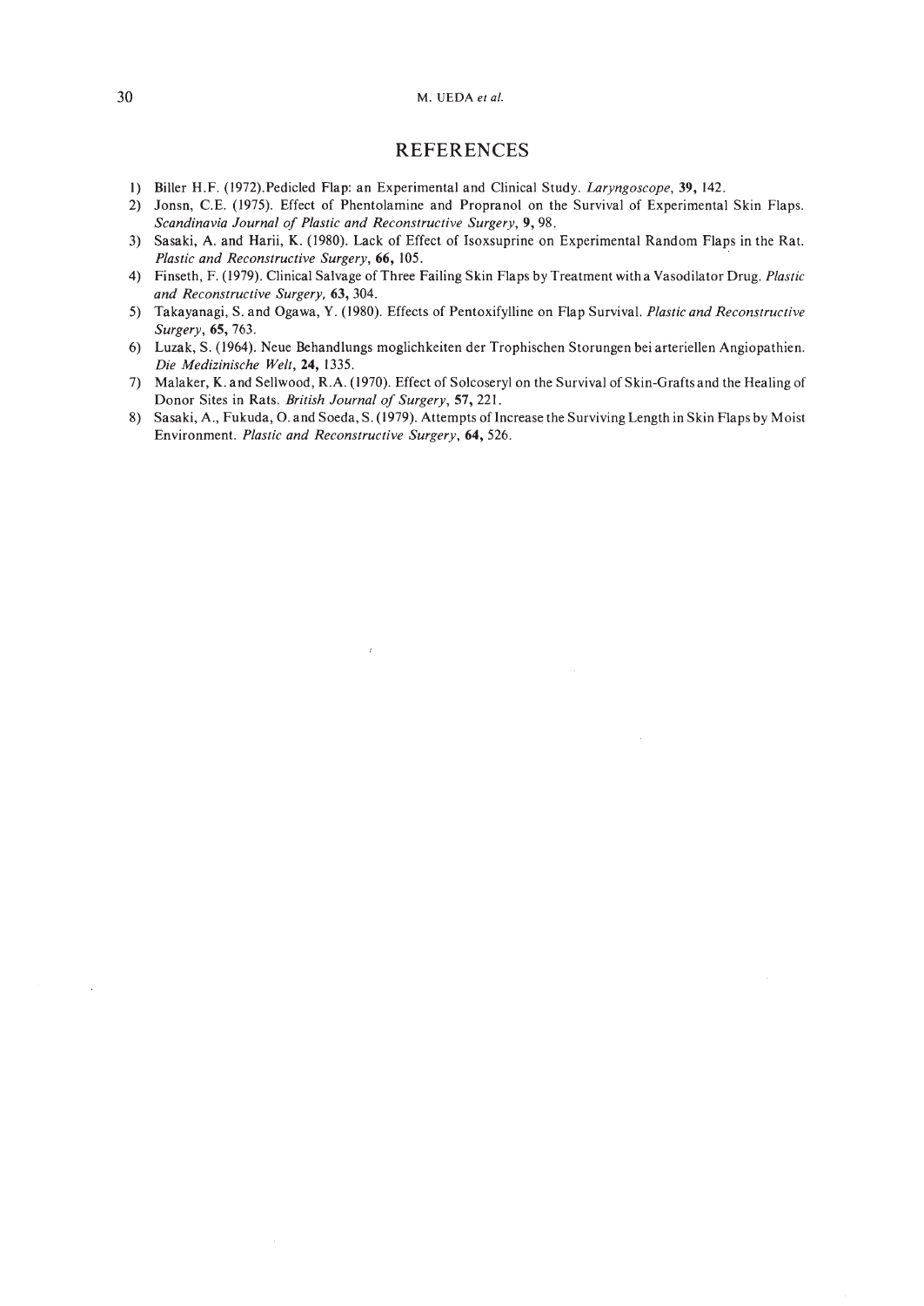## REFERENCES

1) Biller H.F. (1972).Pedicled Flap: an Experimental and Clinical Study. *Laryngoscope*, **39,** 142.
2) Jonsn, C.E. (1975). Effect of Phentolamine and Propranol on the Survival of Experimental Skin Flaps. *Scandinavia Journal of Plastic and Reconstructive Surgery*, **9,** 98.
3) Sasaki, A. and Harii, K. (1980). Lack of Effect of Isoxsuprine on Experimental Random Flaps in the Rat. *Plastic and Reconstructive Surgery*, **66,** 105.
4) Finseth, F. (1979). Clinical Salvage of Three Failing Skin Flaps by Treatment with a Vasodilator Drug. *Plastic and Reconstructive Surgery,* **63,** 304.
5) Takayanagi, S. and Ogawa, Y. (1980). Effects of Pentoxifylline on Flap Survival. *Plastic and Reconstructive Surgery*, **65,** 763.
6) Luzak, S. (1964). Neue Behandlungs moglichkeiten der Trophischen Storungen bei arteriellen Angiopathien. *Die Medizinische Welt*, **24,** 1335.
7) Malaker, K. and Sellwood, R.A. (1970). Effect of Solcoseryl on the Survival of Skin-Grafts and the Healing of Donor Sites in Rats. *British Journal of Surgery*, **57,** 221.
8) Sasaki, A., Fukuda, O. and Soeda, S. (1979). Attempts of Increase the Surviving Length in Skin Flaps by Moist Environment. *Plastic and Reconstructive Surgery*, **64,** 526.